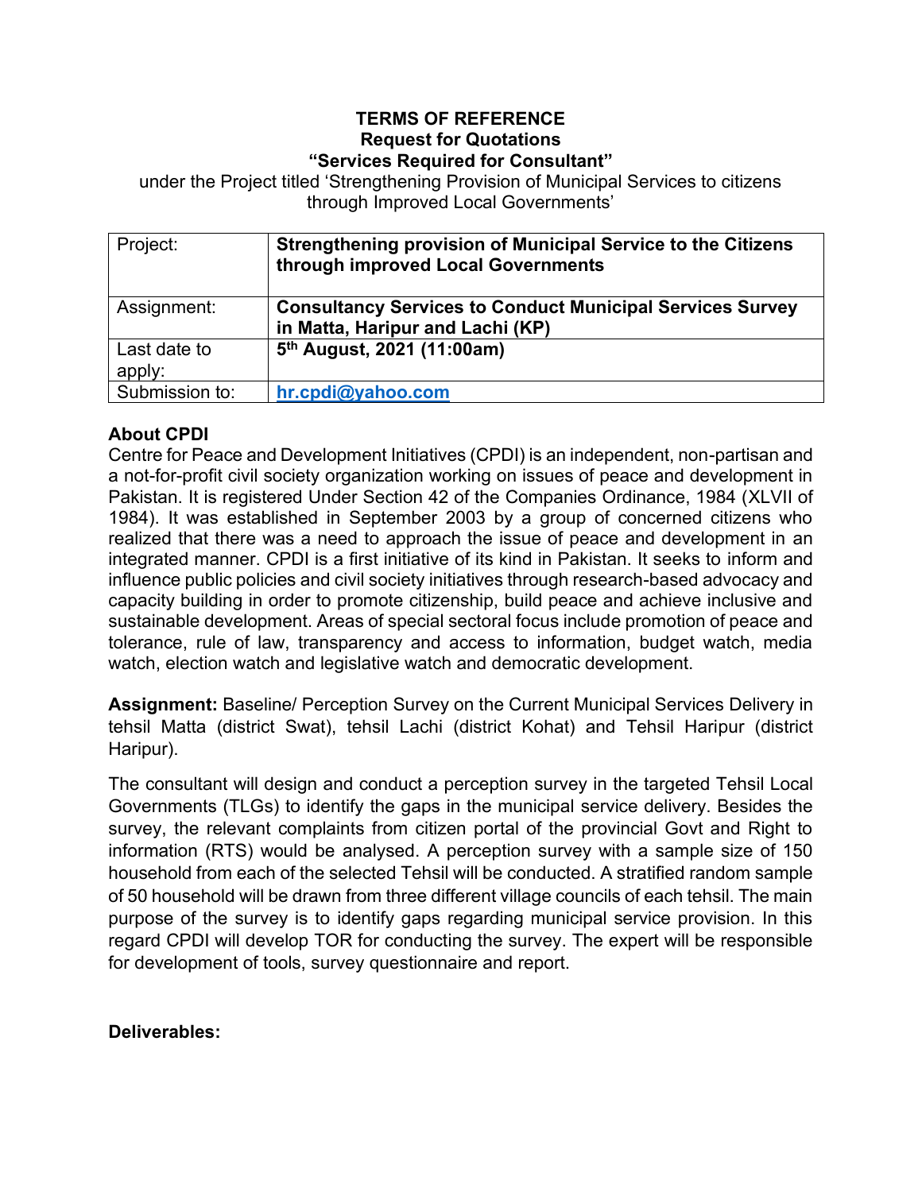**TERMS OF REFERENCE**
**Request for Quotations**
**"Services Required for Consultant"**

under the Project titled 'Strengthening Provision of Municipal Services to citizens through Improved Local Governments'

| Project: | **Strengthening provision of Municipal Service to the Citizens through improved Local Governments** |
|---|---|
| Assignment: | **Consultancy Services to Conduct Municipal Services Survey in Matta, Haripur and Lachi (KP)** |
| Last date to apply: | **5th August, 2021 (11:00am)** |
| Submission to: | **hr.cpdi@yahoo.com** |

**About CPDI**

Centre for Peace and Development Initiatives (CPDI) is an independent, non-partisan and a not-for-profit civil society organization working on issues of peace and development in Pakistan. It is registered Under Section 42 of the Companies Ordinance, 1984 (XLVII of 1984). It was established in September 2003 by a group of concerned citizens who realized that there was a need to approach the issue of peace and development in an integrated manner. CPDI is a first initiative of its kind in Pakistan. It seeks to inform and influence public policies and civil society initiatives through research-based advocacy and capacity building in order to promote citizenship, build peace and achieve inclusive and sustainable development. Areas of special sectoral focus include promotion of peace and tolerance, rule of law, transparency and access to information, budget watch, media watch, election watch and legislative watch and democratic development.

**Assignment:** Baseline/ Perception Survey on the Current Municipal Services Delivery in tehsil Matta (district Swat), tehsil Lachi (district Kohat) and Tehsil Haripur (district Haripur).

The consultant will design and conduct a perception survey in the targeted Tehsil Local Governments (TLGs) to identify the gaps in the municipal service delivery. Besides the survey, the relevant complaints from citizen portal of the provincial Govt and Right to information (RTS) would be analysed. A perception survey with a sample size of 150 household from each of the selected Tehsil will be conducted. A stratified random sample of 50 household will be drawn from three different village councils of each tehsil. The main purpose of the survey is to identify gaps regarding municipal service provision. In this regard CPDI will develop TOR for conducting the survey. The expert will be responsible for development of tools, survey questionnaire and report.

**Deliverables:**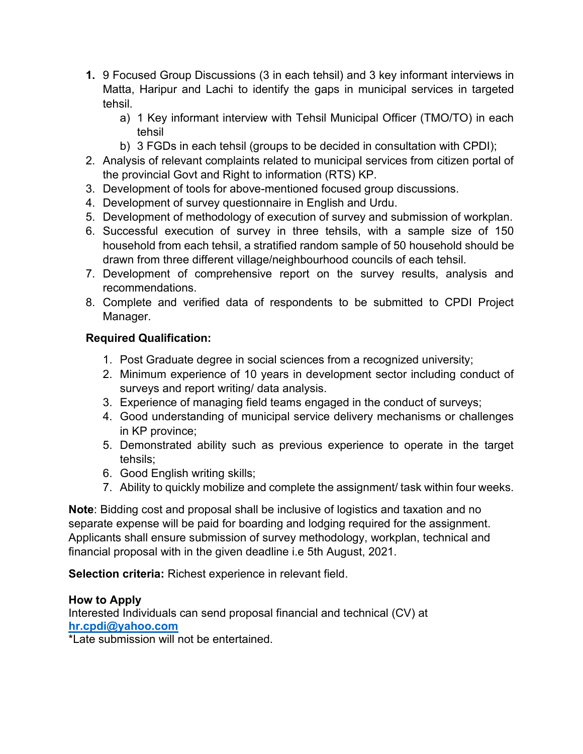1. 9 Focused Group Discussions (3 in each tehsil) and 3 key informant interviews in Matta, Haripur and Lachi to identify the gaps in municipal services in targeted tehsil.
   a) 1 Key informant interview with Tehsil Municipal Officer (TMO/TO) in each tehsil
   b) 3 FGDs in each tehsil (groups to be decided in consultation with CPDI);
2. Analysis of relevant complaints related to municipal services from citizen portal of the provincial Govt and Right to information (RTS) KP.
3. Development of tools for above-mentioned focused group discussions.
4. Development of survey questionnaire in English and Urdu.
5. Development of methodology of execution of survey and submission of workplan.
6. Successful execution of survey in three tehsils, with a sample size of 150 household from each tehsil, a stratified random sample of 50 household should be drawn from three different village/neighbourhood councils of each tehsil.
7. Development of comprehensive report on the survey results, analysis and recommendations.
8. Complete and verified data of respondents to be submitted to CPDI Project Manager.

**Required Qualification:**

1. Post Graduate degree in social sciences from a recognized university;
2. Minimum experience of 10 years in development sector including conduct of surveys and report writing/ data analysis.
3. Experience of managing field teams engaged in the conduct of surveys;
4. Good understanding of municipal service delivery mechanisms or challenges in KP province;
5. Demonstrated ability such as previous experience to operate in the target tehsils;
6. Good English writing skills;
7. Ability to quickly mobilize and complete the assignment/ task within four weeks.

**Note**: Bidding cost and proposal shall be inclusive of logistics and taxation and no separate expense will be paid for boarding and lodging required for the assignment. Applicants shall ensure submission of survey methodology, workplan, technical and financial proposal with in the given deadline i.e 5th August, 2021.

**Selection criteria:** Richest experience in relevant field.

**How to Apply**

Interested Individuals can send proposal financial and technical (CV) at **hr.cpdi@yahoo.com**

*Late submission will not be entertained.